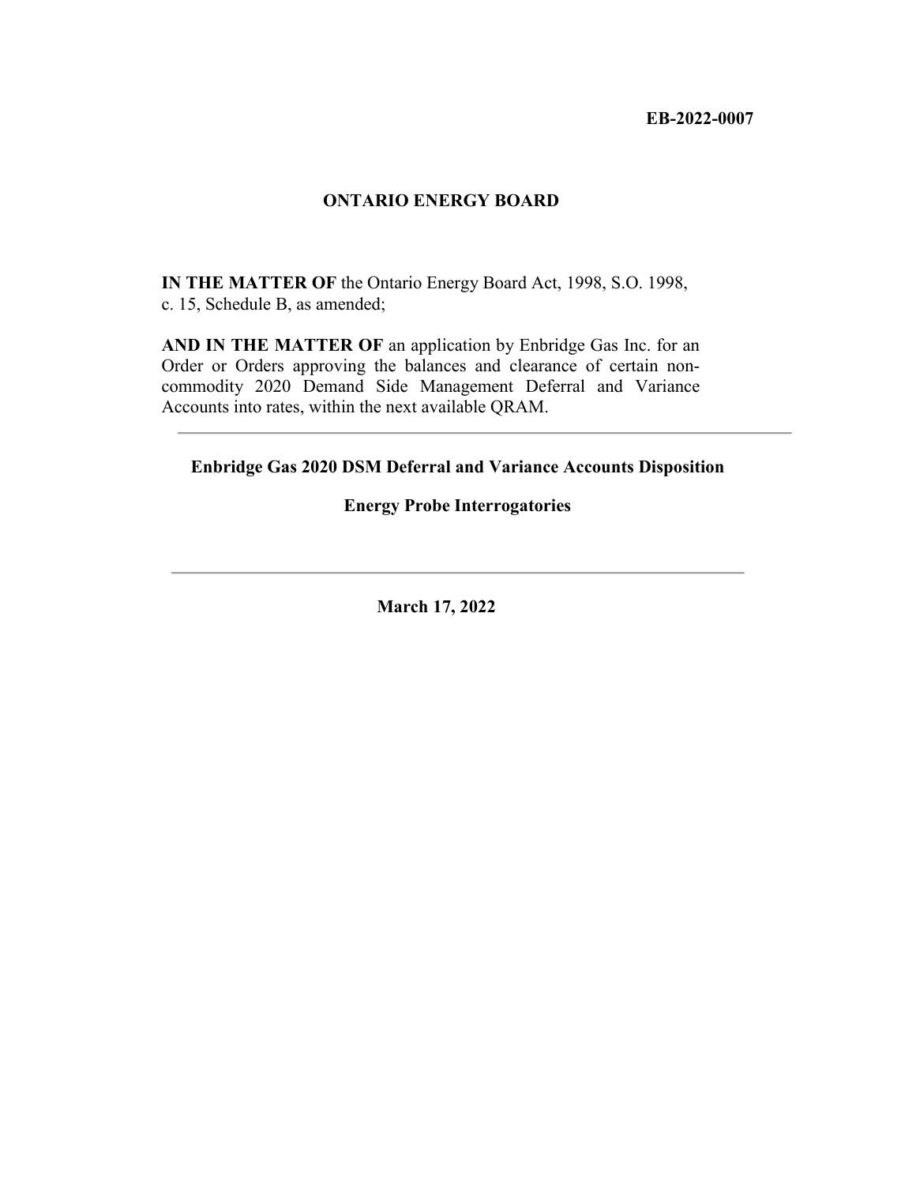**EB-2022-0007**

# ONTARIO ENERGY BOARD

**IN THE MATTER OF** the Ontario Energy Board Act, 1998, S.O. 1998, c. 15, Schedule B, as amended;

**AND IN THE MATTER OF** an application by Enbridge Gas Inc. for an Order or Orders approving the balances and clearance of certain non-commodity 2020 Demand Side Management Deferral and Variance Accounts into rates, within the next available QRAM.

---

## Enbridge Gas 2020 DSM Deferral and Variance Accounts Disposition

## Energy Probe Interrogatories

---

**March 17, 2022**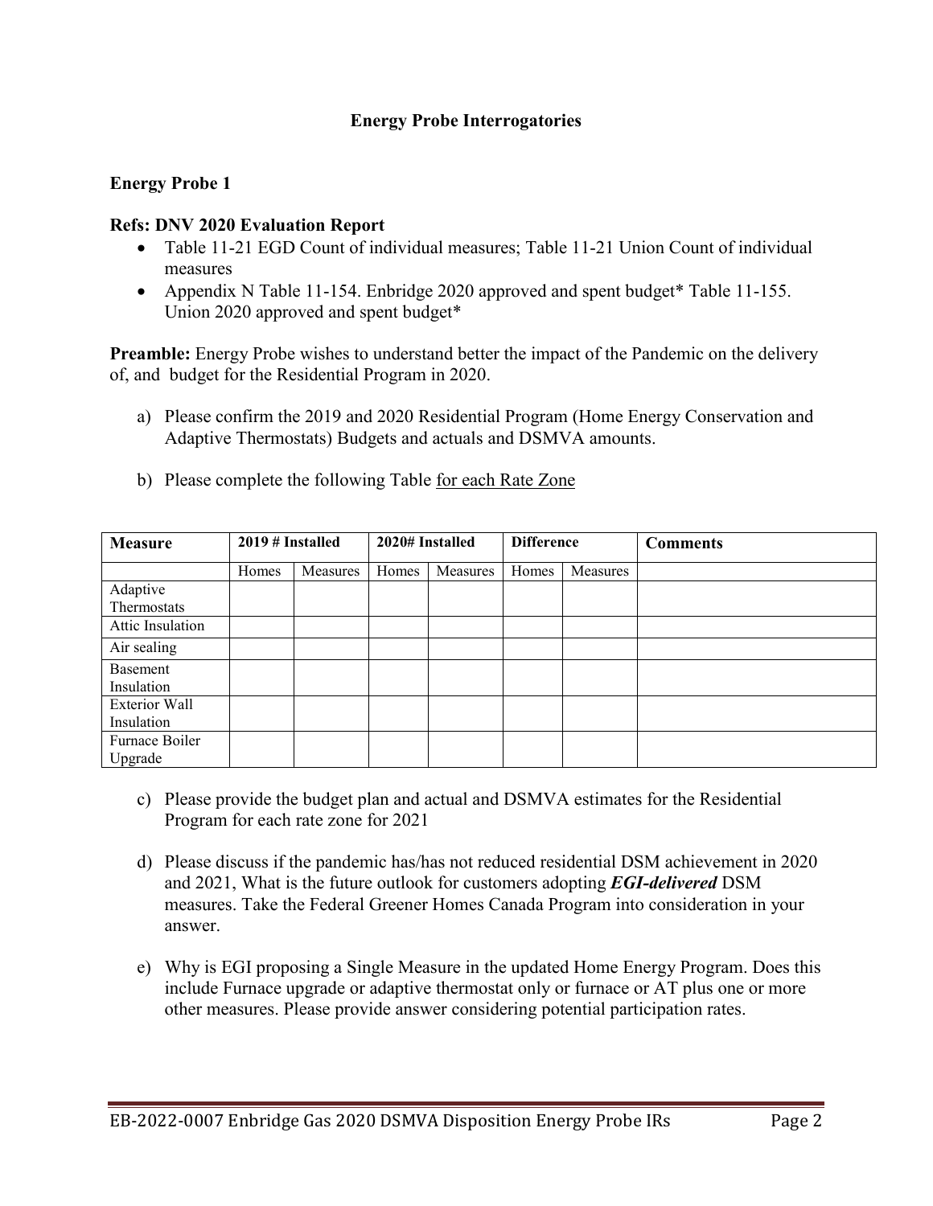## Energy Probe Interrogatories

### Energy Probe 1

**Refs: DNV 2020 Evaluation Report**

- Table 11-21 EGD Count of individual measures; Table 11-21 Union Count of individual measures
- Appendix N Table 11-154. Enbridge 2020 approved and spent budget* Table 11-155. Union 2020 approved and spent budget*

**Preamble:** Energy Probe wishes to understand better the impact of the Pandemic on the delivery of, and budget for the Residential Program in 2020.

a) Please confirm the 2019 and 2020 Residential Program (Home Energy Conservation and Adaptive Thermostats) Budgets and actuals and DSMVA amounts.

b) Please complete the following Table for each Rate Zone

| Measure | 2019 # Installed | | 2020# Installed | | Difference | | Comments |
|---|---|---|---|---|---|---|---|
| | Homes | Measures | Homes | Measures | Homes | Measures | |
| Adaptive Thermostats | | | | | | | |
| Attic Insulation | | | | | | | |
| Air sealing | | | | | | | |
| Basement Insulation | | | | | | | |
| Exterior Wall Insulation | | | | | | | |
| Furnace Boiler Upgrade | | | | | | | |

c) Please provide the budget plan and actual and DSMVA estimates for the Residential Program for each rate zone for 2021

d) Please discuss if the pandemic has/has not reduced residential DSM achievement in 2020 and 2021, What is the future outlook for customers adopting ***EGI-delivered*** DSM measures. Take the Federal Greener Homes Canada Program into consideration in your answer.

e) Why is EGI proposing a Single Measure in the updated Home Energy Program. Does this include Furnace upgrade or adaptive thermostat only or furnace or AT plus one or more other measures. Please provide answer considering potential participation rates.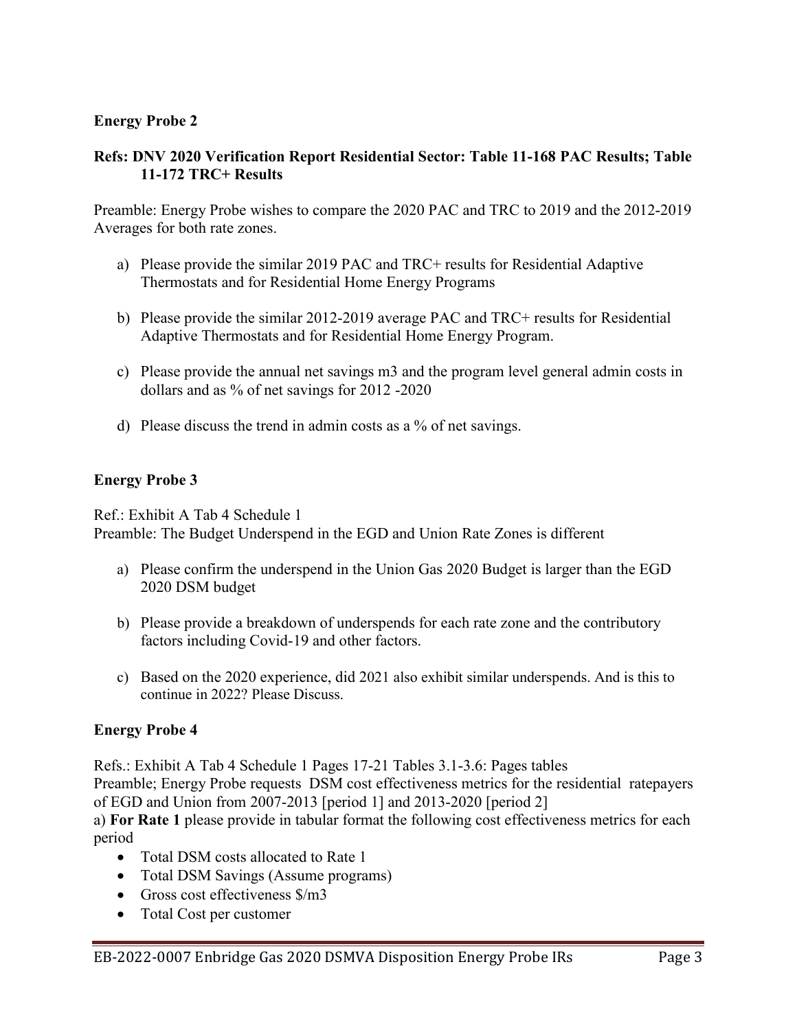## Energy Probe 2

**Refs: DNV 2020 Verification Report Residential Sector: Table 11-168 PAC Results; Table 11-172 TRC+ Results**

Preamble: Energy Probe wishes to compare the 2020 PAC and TRC to 2019 and the 2012-2019 Averages for both rate zones.

a) Please provide the similar 2019 PAC and TRC+ results for Residential Adaptive Thermostats and for Residential Home Energy Programs

b) Please provide the similar 2012-2019 average PAC and TRC+ results for Residential Adaptive Thermostats and for Residential Home Energy Program.

c) Please provide the annual net savings m3 and the program level general admin costs in dollars and as % of net savings for 2012 -2020

d) Please discuss the trend in admin costs as a % of net savings.

## Energy Probe 3

Ref.: Exhibit A Tab 4 Schedule 1

Preamble: The Budget Underspend in the EGD and Union Rate Zones is different

a) Please confirm the underspend in the Union Gas 2020 Budget is larger than the EGD 2020 DSM budget

b) Please provide a breakdown of underspends for each rate zone and the contributory factors including Covid-19 and other factors.

c) Based on the 2020 experience, did 2021 also exhibit similar underspends. And is this to continue in 2022? Please Discuss.

## Energy Probe 4

Refs.: Exhibit A Tab 4 Schedule 1 Pages 17-21 Tables 3.1-3.6: Pages tables

Preamble; Energy Probe requests DSM cost effectiveness metrics for the residential ratepayers of EGD and Union from 2007-2013 [period 1] and 2013-2020 [period 2]

a) **For Rate 1** please provide in tabular format the following cost effectiveness metrics for each period

- Total DSM costs allocated to Rate 1
- Total DSM Savings (Assume programs)
- Gross cost effectiveness $/m3
- Total Cost per customer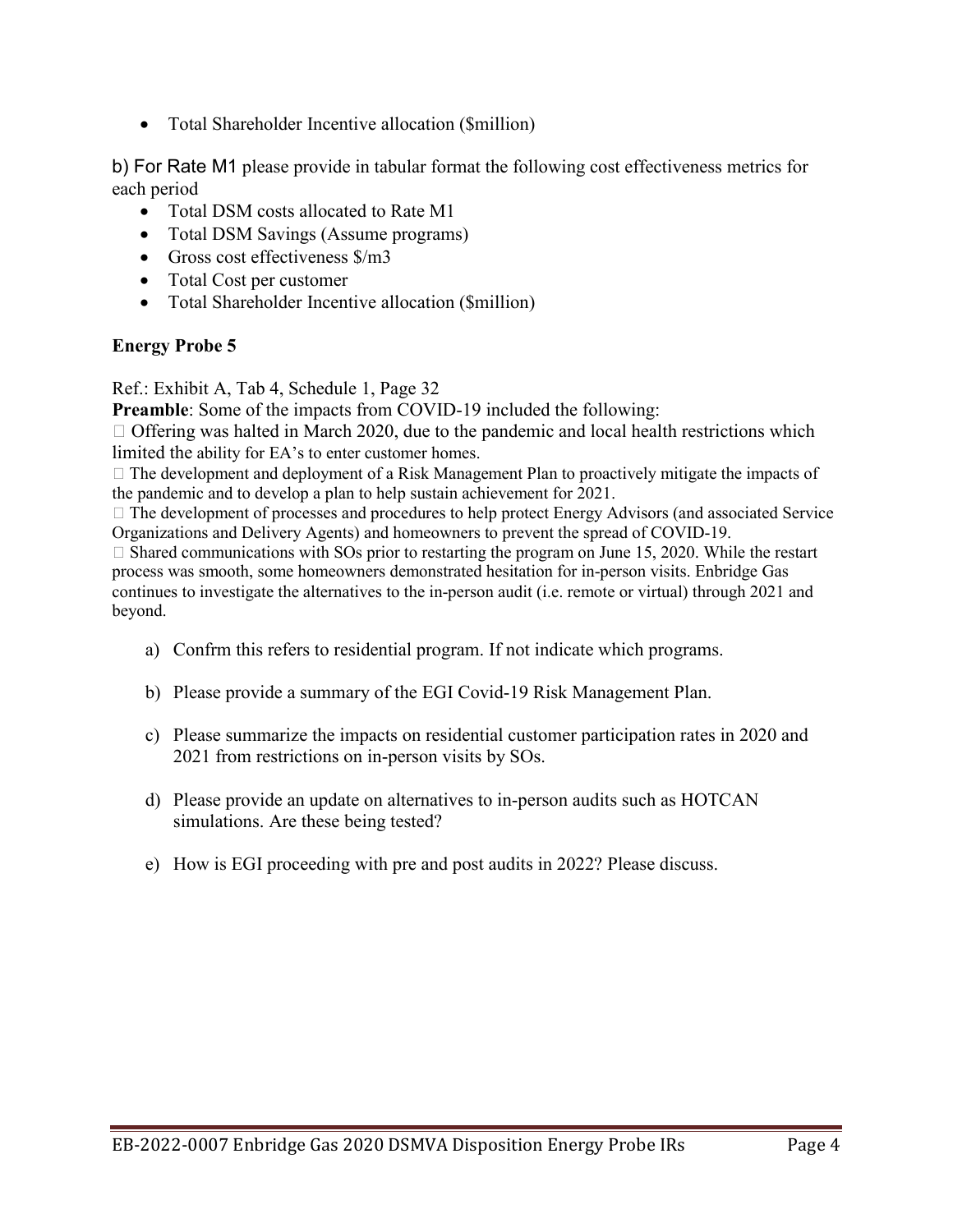- Total Shareholder Incentive allocation ($million)

b) For Rate M1 please provide in tabular format the following cost effectiveness metrics for each period

- Total DSM costs allocated to Rate M1
- Total DSM Savings (Assume programs)
- Gross cost effectiveness $/m3
- Total Cost per customer
- Total Shareholder Incentive allocation ($million)

**Energy Probe 5**

Ref.: Exhibit A, Tab 4, Schedule 1, Page 32

**Preamble**: Some of the impacts from COVID-19 included the following:

- Offering was halted in March 2020, due to the pandemic and local health restrictions which limited the ability for EA's to enter customer homes.
- The development and deployment of a Risk Management Plan to proactively mitigate the impacts of the pandemic and to develop a plan to help sustain achievement for 2021.
- The development of processes and procedures to help protect Energy Advisors (and associated Service Organizations and Delivery Agents) and homeowners to prevent the spread of COVID-19.
- Shared communications with SOs prior to restarting the program on June 15, 2020. While the restart process was smooth, some homeowners demonstrated hesitation for in-person visits. Enbridge Gas continues to investigate the alternatives to the in-person audit (i.e. remote or virtual) through 2021 and beyond.

a) Confrm this refers to residential program. If not indicate which programs.

b) Please provide a summary of the EGI Covid-19 Risk Management Plan.

c) Please summarize the impacts on residential customer participation rates in 2020 and 2021 from restrictions on in-person visits by SOs.

d) Please provide an update on alternatives to in-person audits such as HOTCAN simulations. Are these being tested?

e) How is EGI proceeding with pre and post audits in 2022? Please discuss.